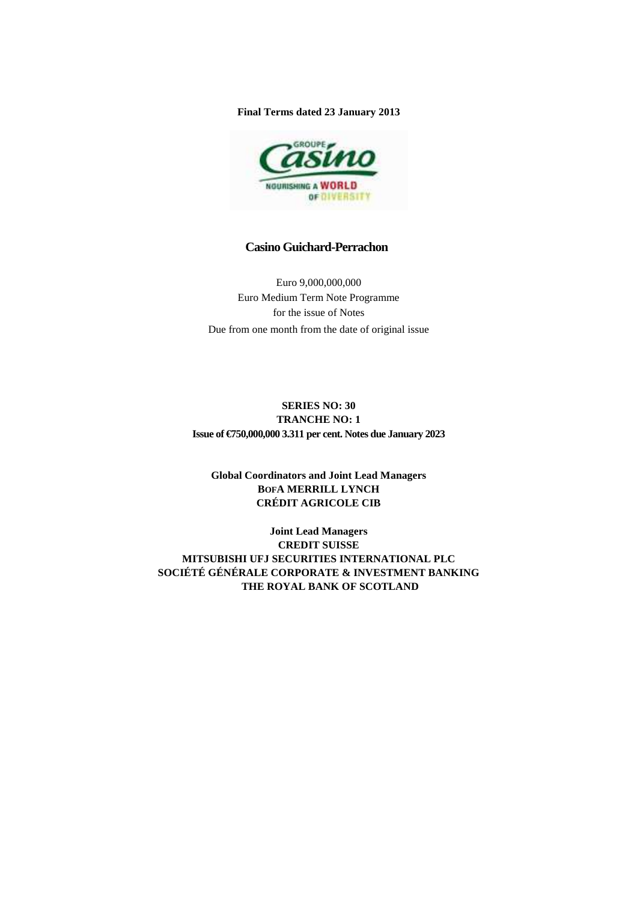**Final Terms dated 23 January 2013**

# Casino Guichard-Perrachon

Euro 9,000,000,000
Euro Medium Term Note Programme
for the issue of Notes
Due from one month from the date of original issue

**SERIES NO: 30**
**TRANCHE NO: 1**
**Issue of €750,000,000 3.311 per cent. Notes due January 2023**

**Global Coordinators and Joint Lead Managers**
**BOFA MERRILL LYNCH**
**CRÉDIT AGRICOLE CIB**

**Joint Lead Managers**
**CREDIT SUISSE**
**MITSUBISHI UFJ SECURITIES INTERNATIONAL PLC**
**SOCIÉTÉ GÉNÉRALE CORPORATE & INVESTMENT BANKING**
**THE ROYAL BANK OF SCOTLAND**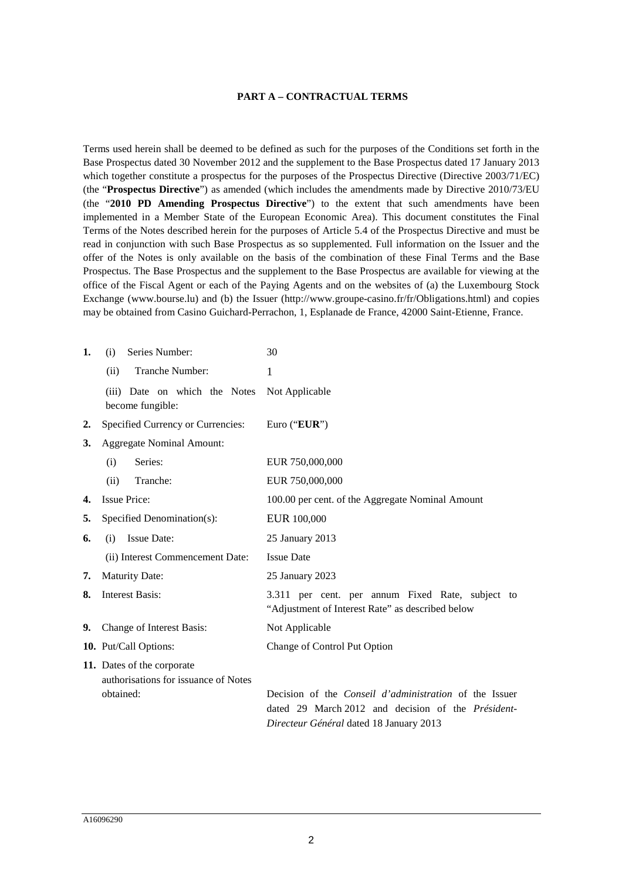**PART A – CONTRACTUAL TERMS**

Terms used herein shall be deemed to be defined as such for the purposes of the Conditions set forth in the Base Prospectus dated 30 November 2012 and the supplement to the Base Prospectus dated 17 January 2013 which together constitute a prospectus for the purposes of the Prospectus Directive (Directive 2003/71/EC) (the "**Prospectus Directive**") as amended (which includes the amendments made by Directive 2010/73/EU (the "**2010 PD Amending Prospectus Directive**") to the extent that such amendments have been implemented in a Member State of the European Economic Area). This document constitutes the Final Terms of the Notes described herein for the purposes of Article 5.4 of the Prospectus Directive and must be read in conjunction with such Base Prospectus as so supplemented. Full information on the Issuer and the offer of the Notes is only available on the basis of the combination of these Final Terms and the Base Prospectus. The Base Prospectus and the supplement to the Base Prospectus are available for viewing at the office of the Fiscal Agent or each of the Paying Agents and on the websites of (a) the Luxembourg Stock Exchange (www.bourse.lu) and (b) the Issuer (http://www.groupe-casino.fr/fr/Obligations.html) and copies may be obtained from Casino Guichard-Perrachon, 1, Esplanade de France, 42000 Saint-Etienne, France.

| | | |
|---|---|---|
| **1.** | (i) Series Number: | 30 |
| | (ii) Tranche Number: | 1 |
| | (iii) Date on which the Notes become fungible: | Not Applicable |
| **2.** | Specified Currency or Currencies: | Euro ("**EUR**") |
| **3.** | Aggregate Nominal Amount: | |
| | (i) Series: | EUR 750,000,000 |
| | (ii) Tranche: | EUR 750,000,000 |
| **4.** | Issue Price: | 100.00 per cent. of the Aggregate Nominal Amount |
| **5.** | Specified Denomination(s): | EUR 100,000 |
| **6.** | (i) Issue Date: | 25 January 2013 |
| | (ii) Interest Commencement Date: | Issue Date |
| **7.** | Maturity Date: | 25 January 2023 |
| **8.** | Interest Basis: | 3.311 per cent. per annum Fixed Rate, subject to "Adjustment of Interest Rate" as described below |
| **9.** | Change of Interest Basis: | Not Applicable |
| **10.** | Put/Call Options: | Change of Control Put Option |
| **11.** | Dates of the corporate authorisations for issuance of Notes obtained: | Decision of the *Conseil d'administration* of the Issuer dated 29 March 2012 and decision of the *Président-Directeur Général* dated 18 January 2013 |

A16096290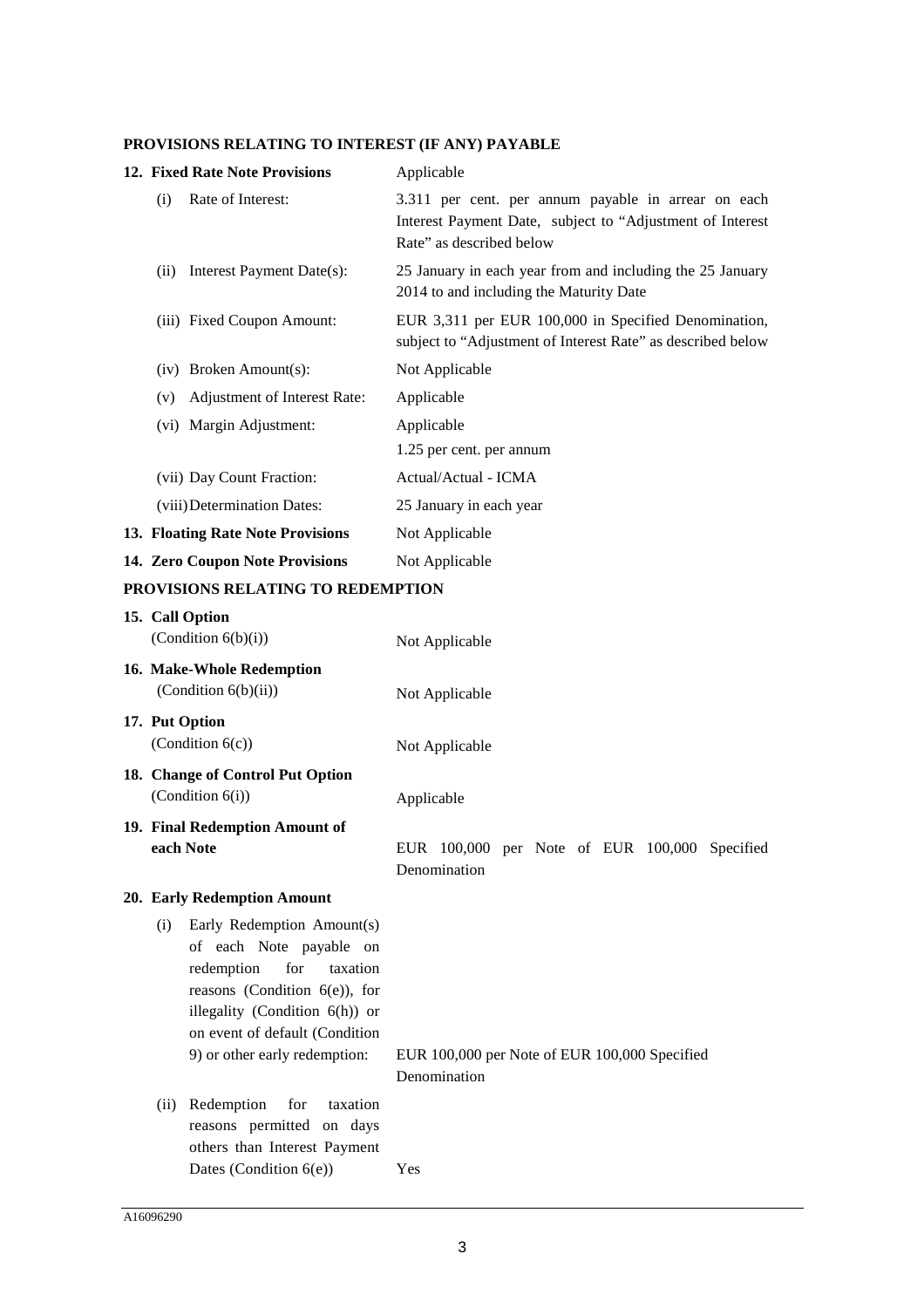## PROVISIONS RELATING TO INTEREST (IF ANY) PAYABLE

| | |
|---|---|
| **12. Fixed Rate Note Provisions** | Applicable |
| (i) Rate of Interest: | 3.311 per cent. per annum payable in arrear on each Interest Payment Date, subject to "Adjustment of Interest Rate" as described below |
| (ii) Interest Payment Date(s): | 25 January in each year from and including the 25 January 2014 to and including the Maturity Date |
| (iii) Fixed Coupon Amount: | EUR 3,311 per EUR 100,000 in Specified Denomination, subject to "Adjustment of Interest Rate" as described below |
| (iv) Broken Amount(s): | Not Applicable |
| (v) Adjustment of Interest Rate: | Applicable |
| (vi) Margin Adjustment: | Applicable<br>1.25 per cent. per annum |
| (vii) Day Count Fraction: | Actual/Actual - ICMA |
| (viii) Determination Dates: | 25 January in each year |
| **13. Floating Rate Note Provisions** | Not Applicable |
| **14. Zero Coupon Note Provisions** | Not Applicable |

## PROVISIONS RELATING TO REDEMPTION

| | |
|---|---|
| **15. Call Option** (Condition 6(b)(i)) | Not Applicable |
| **16. Make-Whole Redemption** (Condition 6(b)(ii)) | Not Applicable |
| **17. Put Option** (Condition 6(c)) | Not Applicable |
| **18. Change of Control Put Option** (Condition 6(i)) | Applicable |
| **19. Final Redemption Amount of each Note** | EUR 100,000 per Note of EUR 100,000 Specified Denomination |
| **20. Early Redemption Amount** | |
| (i) Early Redemption Amount(s) of each Note payable on redemption for taxation reasons (Condition 6(e)), for illegality (Condition 6(h)) or on event of default (Condition 9) or other early redemption: | EUR 100,000 per Note of EUR 100,000 Specified Denomination |
| (ii) Redemption for taxation reasons permitted on days others than Interest Payment Dates (Condition 6(e)) | Yes |

A16096290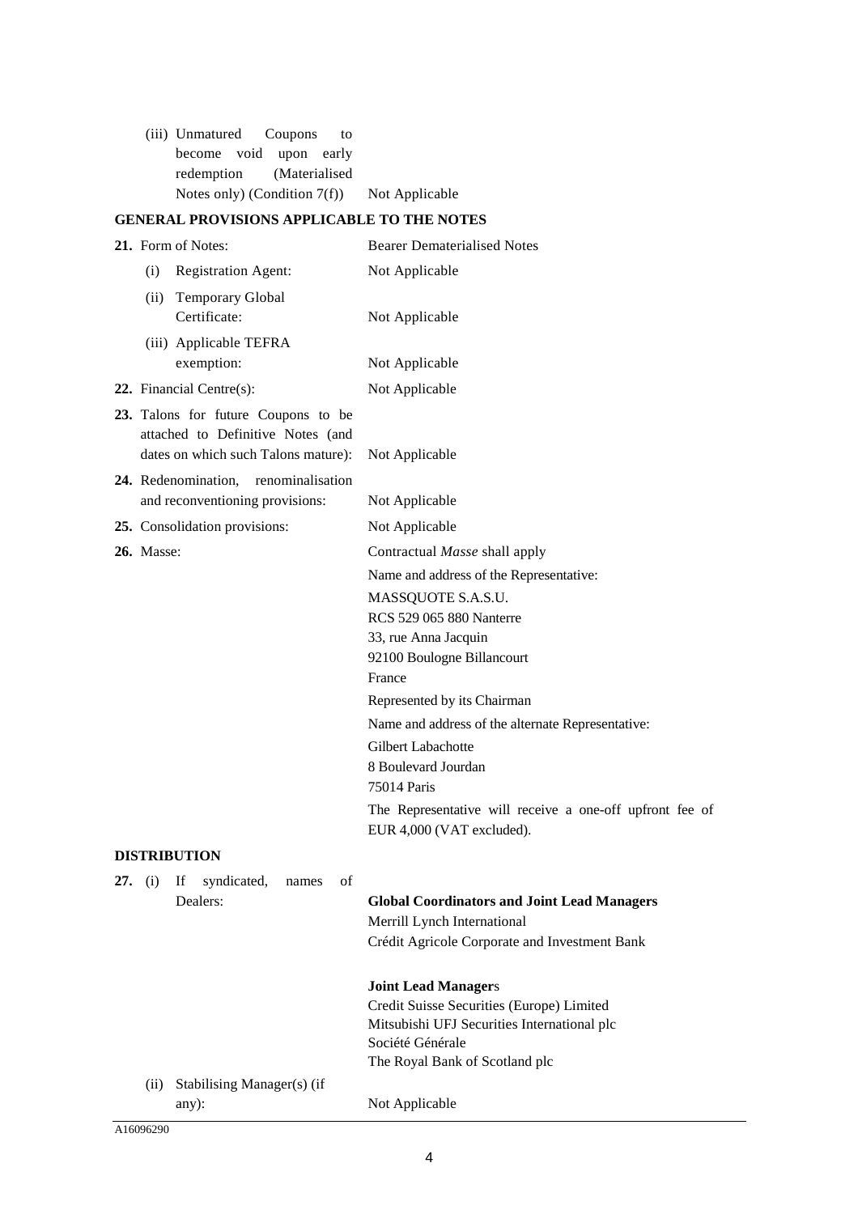| | |
|---|---|
| (iii) Unmatured Coupons to become void upon early redemption (Materialised Notes only) (Condition 7(f)) | Not Applicable |

**GENERAL PROVISIONS APPLICABLE TO THE NOTES**

| | |
|---|---|
| **21.** Form of Notes: | Bearer Dematerialised Notes |
| (i) Registration Agent: | Not Applicable |
| (ii) Temporary Global Certificate: | Not Applicable |
| (iii) Applicable TEFRA exemption: | Not Applicable |
| **22.** Financial Centre(s): | Not Applicable |
| **23.** Talons for future Coupons to be attached to Definitive Notes (and dates on which such Talons mature): | Not Applicable |
| **24.** Redenomination, renominalisation and reconventioning provisions: | Not Applicable |
| **25.** Consolidation provisions: | Not Applicable |
| **26.** Masse: | Contractual *Masse* shall apply<br><br>Name and address of the Representative:<br><br>MASSQUOTE S.A.S.U.<br>RCS 529 065 880 Nanterre<br>33, rue Anna Jacquin<br>92100 Boulogne Billancourt<br>France<br><br>Represented by its Chairman<br><br>Name and address of the alternate Representative:<br><br>Gilbert Labachotte<br>8 Boulevard Jourdan<br>75014 Paris<br><br>The Representative will receive a one-off upfront fee of EUR 4,000 (VAT excluded). |

**DISTRIBUTION**

| | |
|---|---|
| **27.** (i) If syndicated, names of Dealers: | **Global Coordinators and Joint Lead Managers**<br>Merrill Lynch International<br>Crédit Agricole Corporate and Investment Bank<br><br>**Joint Lead Manager**s<br>Credit Suisse Securities (Europe) Limited<br>Mitsubishi UFJ Securities International plc<br>Société Générale<br>The Royal Bank of Scotland plc |
| (ii) Stabilising Manager(s) (if any): | Not Applicable |

A16096290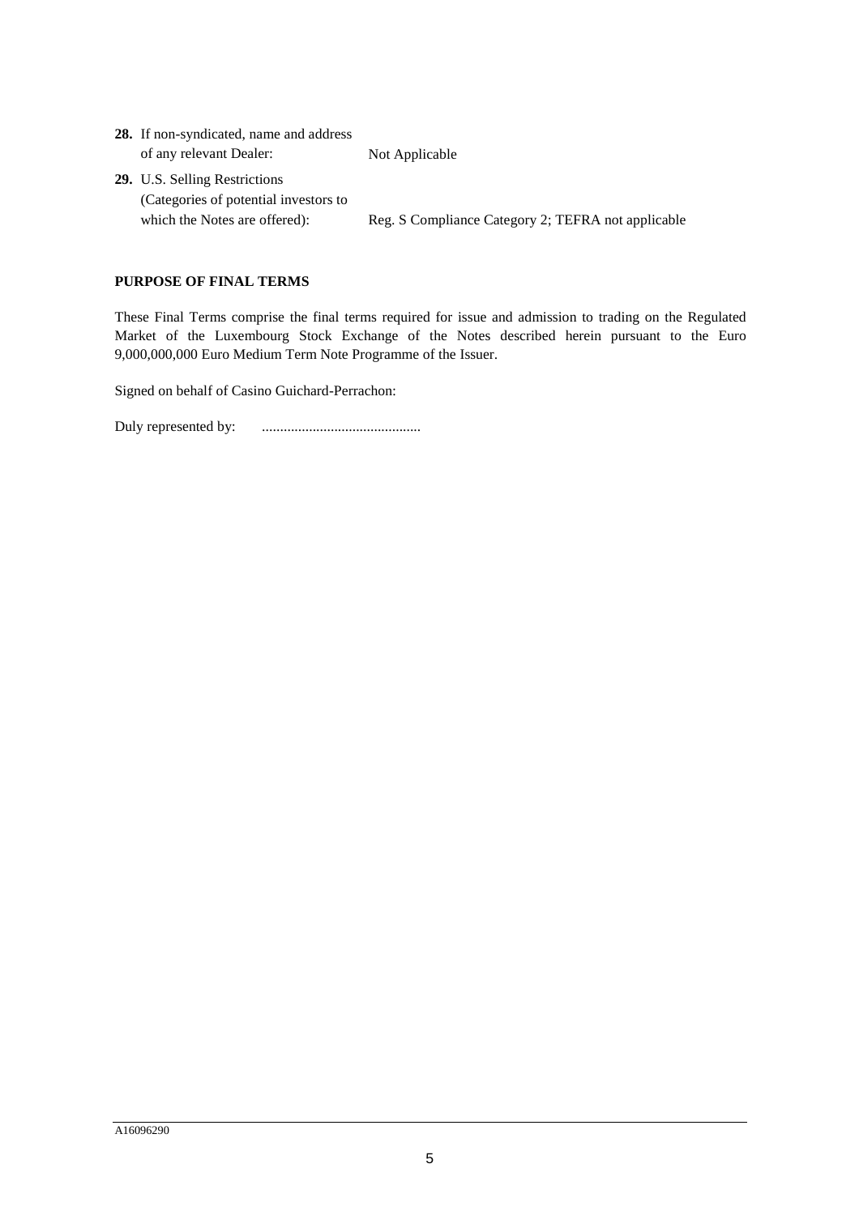| | |
|---|---|
| **28.** If non-syndicated, name and address of any relevant Dealer: | Not Applicable |
| **29.** U.S. Selling Restrictions (Categories of potential investors to which the Notes are offered): | Reg. S Compliance Category 2; TEFRA not applicable |

**PURPOSE OF FINAL TERMS**

These Final Terms comprise the final terms required for issue and admission to trading on the Regulated Market of the Luxembourg Stock Exchange of the Notes described herein pursuant to the Euro 9,000,000,000 Euro Medium Term Note Programme of the Issuer.

Signed on behalf of Casino Guichard-Perrachon:

Duly represented by: ............................................

A16096290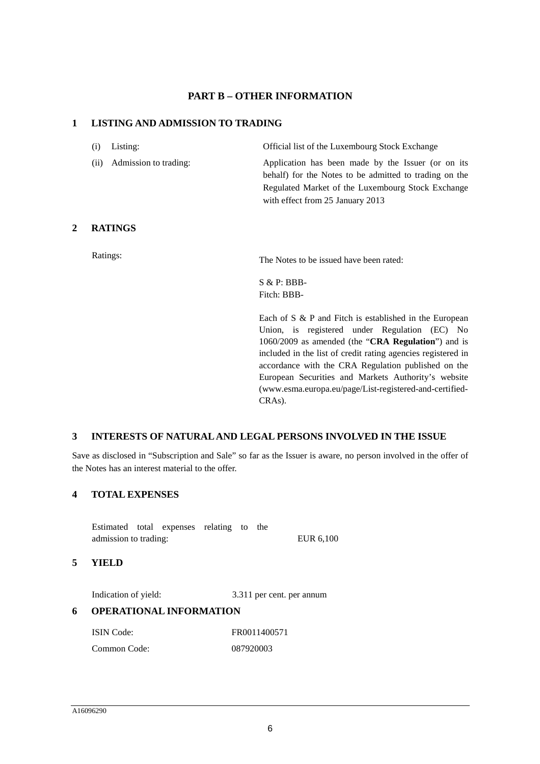## PART B – OTHER INFORMATION

### 1 LISTING AND ADMISSION TO TRADING

| | |
|---|---|
| (i) Listing: | Official list of the Luxembourg Stock Exchange |
| (ii) Admission to trading: | Application has been made by the Issuer (or on its behalf) for the Notes to be admitted to trading on the Regulated Market of the Luxembourg Stock Exchange with effect from 25 January 2013 |

### 2 RATINGS

Ratings:

The Notes to be issued have been rated:

S & P: BBB-
Fitch: BBB-

Each of S & P and Fitch is established in the European Union, is registered under Regulation (EC) No 1060/2009 as amended (the "**CRA Regulation**") and is included in the list of credit rating agencies registered in accordance with the CRA Regulation published on the European Securities and Markets Authority's website (www.esma.europa.eu/page/List-registered-and-certified-CRAs).

### 3 INTERESTS OF NATURAL AND LEGAL PERSONS INVOLVED IN THE ISSUE

Save as disclosed in "Subscription and Sale" so far as the Issuer is aware, no person involved in the offer of the Notes has an interest material to the offer.

### 4 TOTAL EXPENSES

| | |
|---|---|
| Estimated total expenses relating to the admission to trading: | EUR 6,100 |

### 5 YIELD

| | |
|---|---|
| Indication of yield: | 3.311 per cent. per annum |

### 6 OPERATIONAL INFORMATION

| | |
|---|---|
| ISIN Code: | FR0011400571 |
| Common Code: | 087920003 |

A16096290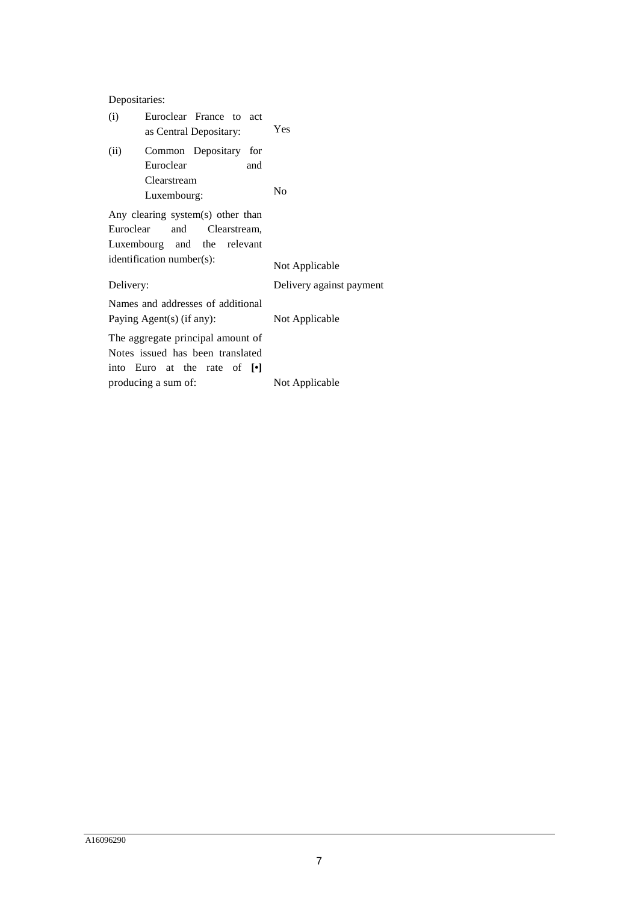Depositaries:

| | | |
|---|---|---|
| (i) | Euroclear France to act as Central Depositary: | Yes |
| (ii) | Common Depositary for Euroclear and Clearstream Luxembourg: | No |

| | |
|---|---|
| Any clearing system(s) other than Euroclear and Clearstream, Luxembourg and the relevant identification number(s): | Not Applicable |
| Delivery: | Delivery against payment |
| Names and addresses of additional Paying Agent(s) (if any): | Not Applicable |
| The aggregate principal amount of Notes issued has been translated into Euro at the rate of **[•]** producing a sum of: | Not Applicable |

A16096290